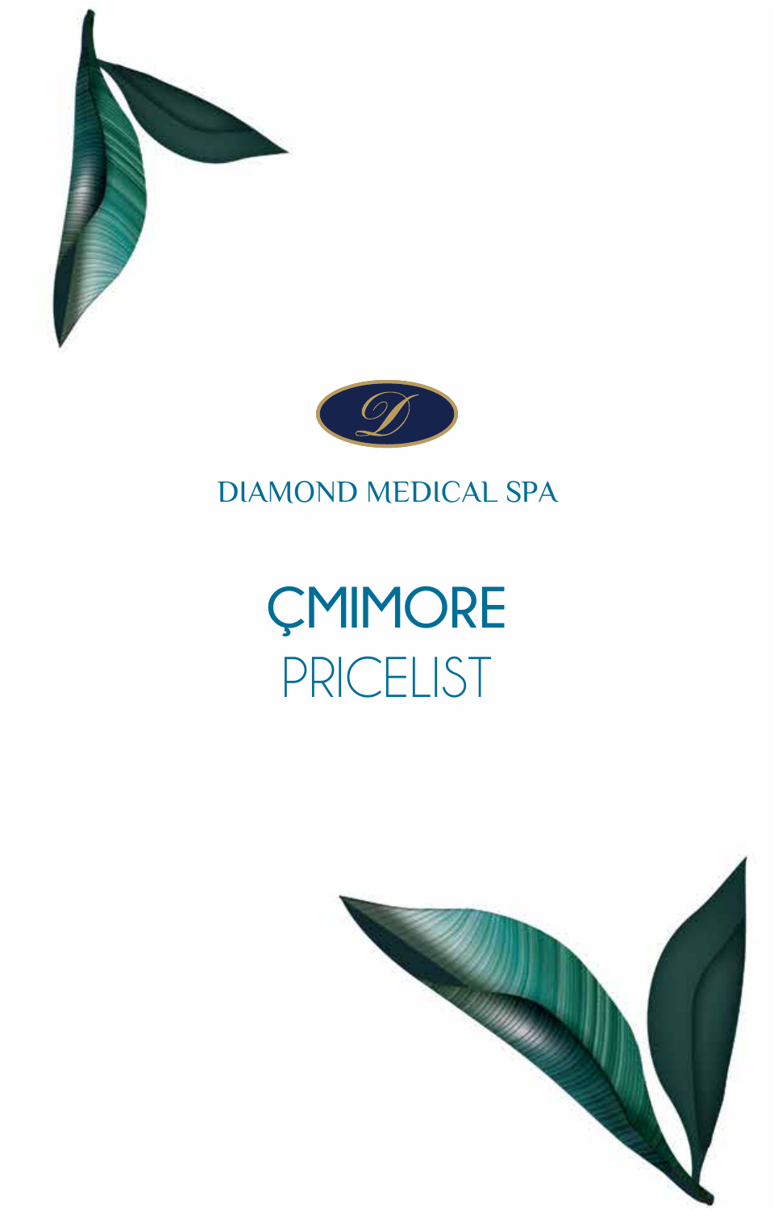DIAMOND MEDICAL SPA

# ÇMIMORE

# PRICELIST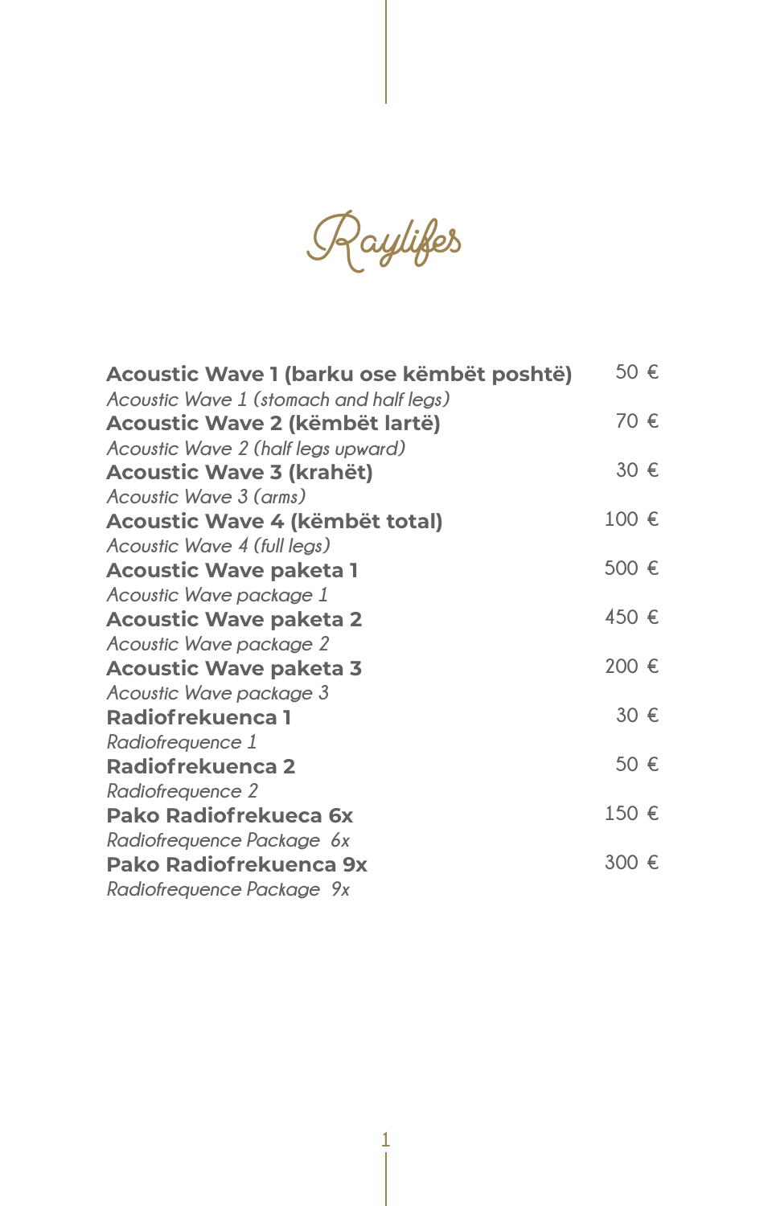# Raylifes

| | |
|---|---|
| **Acoustic Wave 1 (barku ose këmbët poshtë)**<br>*Acoustic Wave 1 (stomach and half legs)* | 50 € |
| **Acoustic Wave 2 (këmbët lartë)**<br>*Acoustic Wave 2 (half legs upward)* | 70 € |
| **Acoustic Wave 3 (krahët)**<br>*Acoustic Wave 3 (arms)* | 30 € |
| **Acoustic Wave 4 (këmbët total)**<br>*Acoustic Wave 4 (full legs)* | 100 € |
| **Acoustic Wave paketa 1**<br>*Acoustic Wave package 1* | 500 € |
| **Acoustic Wave paketa 2**<br>*Acoustic Wave package 2* | 450 € |
| **Acoustic Wave paketa 3**<br>*Acoustic Wave package 3* | 200 € |
| **Radiofrekuenca 1**<br>*Radiofrequence 1* | 30 € |
| **Radiofrekuenca 2**<br>*Radiofrequence 2* | 50 € |
| **Pako Radiofrekueca 6x**<br>*Radiofrequence Package 6x* | 150 € |
| **Pako Radiofrekuenca 9x**<br>*Radiofrequence Package 9x* | 300 € |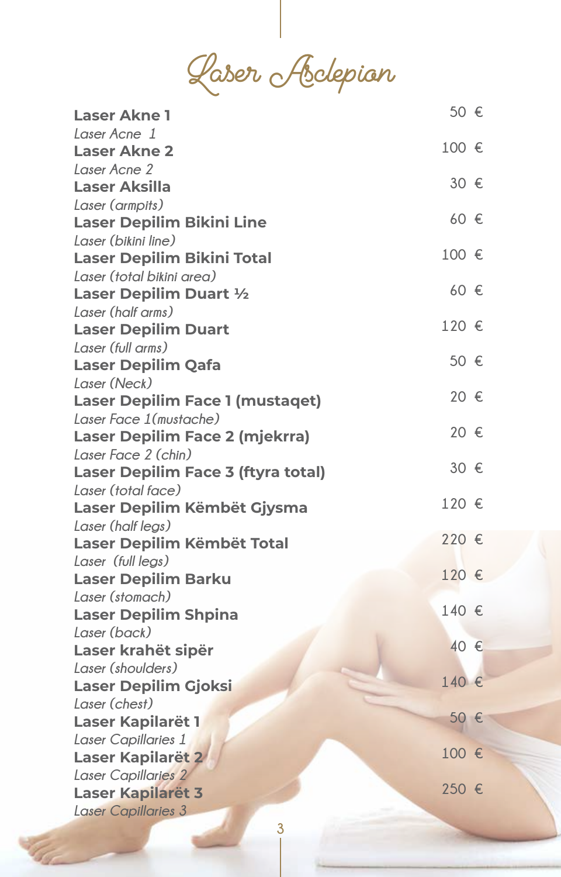# Laser Asclepian

| | |
|---|---|
| **Laser Akne 1**<br>*Laser Acne 1* | 50 € |
| **Laser Akne 2**<br>*Laser Acne 2* | 100 € |
| **Laser Aksilla**<br>*Laser (armpits)* | 30 € |
| **Laser Depilim Bikini Line**<br>*Laser (bikini line)* | 60 € |
| **Laser Depilim Bikini Total**<br>*Laser (total bikini area)* | 100 € |
| **Laser Depilim Duart ½**<br>*Laser (half arms)* | 60 € |
| **Laser Depilim Duart**<br>*Laser (full arms)* | 120 € |
| **Laser Depilim Qafa**<br>*Laser (Neck)* | 50 € |
| **Laser Depilim Face 1 (mustaqet)**<br>*Laser Face 1(mustache)* | 20 € |
| **Laser Depilim Face 2 (mjekrra)**<br>*Laser Face 2 (chin)* | 20 € |
| **Laser Depilim Face 3 (ftyra total)**<br>*Laser (total face)* | 30 € |
| **Laser Depilim Këmbët Gjysma**<br>*Laser (half legs)* | 120 € |
| **Laser Depilim Këmbët Total**<br>*Laser (full legs)* | 220 € |
| **Laser Depilim Barku**<br>*Laser (stomach)* | 120 € |
| **Laser Depilim Shpina**<br>*Laser (back)* | 140 € |
| **Laser krahët sipër**<br>*Laser (shoulders)* | 40 € |
| **Laser Depilim Gjoksi**<br>*Laser (chest)* | 140 € |
| **Laser Kapilarët 1**<br>*Laser Capillaries 1* | 50 € |
| **Laser Kapilarët 2**<br>*Laser Capillaries 2* | 100 € |
| **Laser Kapilarët 3**<br>*Laser Capillaries 3* | 250 € |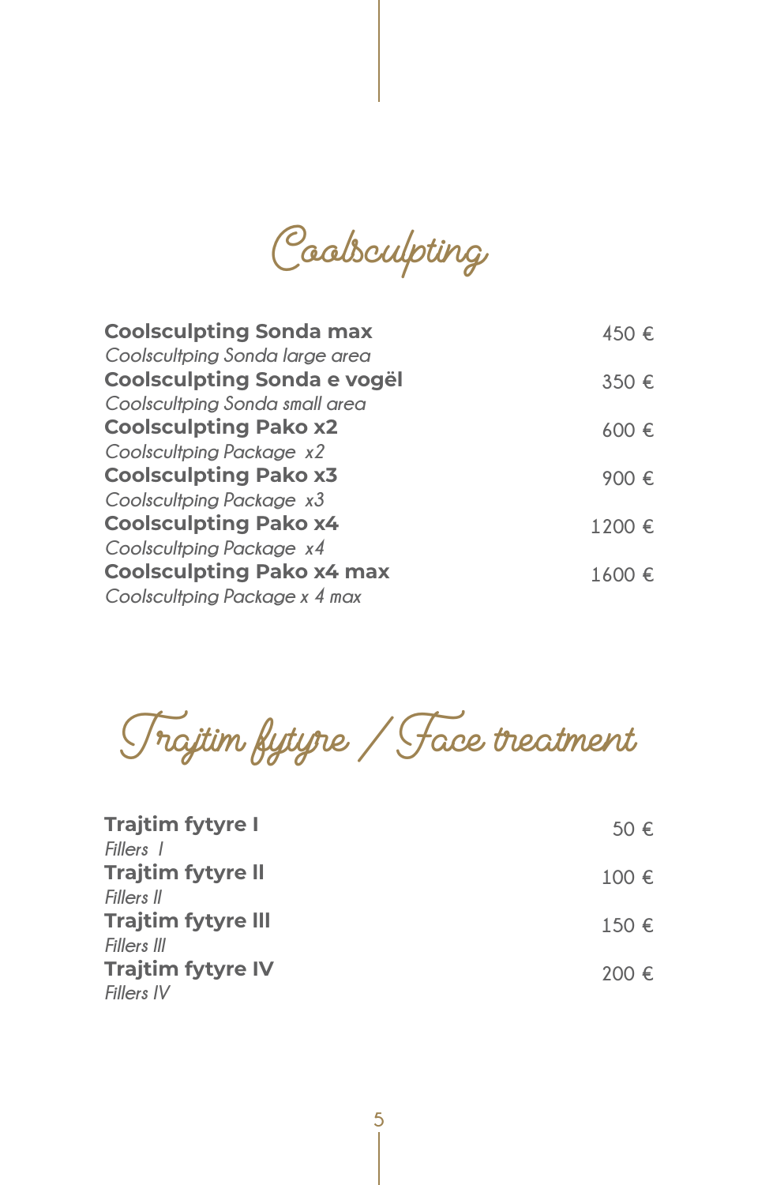# Coolsculpting

| | |
|---|---|
| **Coolsculpting Sonda max**<br>*Coolscultping Sonda large area* | 450 € |
| **Coolsculpting Sonda e vogël**<br>*Coolscultping Sonda small area* | 350 € |
| **Coolsculpting Pako x2**<br>*Coolscultping Package x2* | 600 € |
| **Coolsculpting Pako x3**<br>*Coolscultping Package x3* | 900 € |
| **Coolsculpting Pako x4**<br>*Coolscultping Package x4* | 1200 € |
| **Coolsculpting Pako x4 max**<br>*Coolscultping Package x 4 max* | 1600 € |

# Trajtim fytyre / Face treatment

| | |
|---|---|
| **Trajtim fytyre I**<br>*Fillers I* | 50 € |
| **Trajtim fytyre II**<br>*Fillers II* | 100 € |
| **Trajtim fytyre III**<br>*Fillers III* | 150 € |
| **Trajtim fytyre IV**<br>*Fillers IV* | 200 € |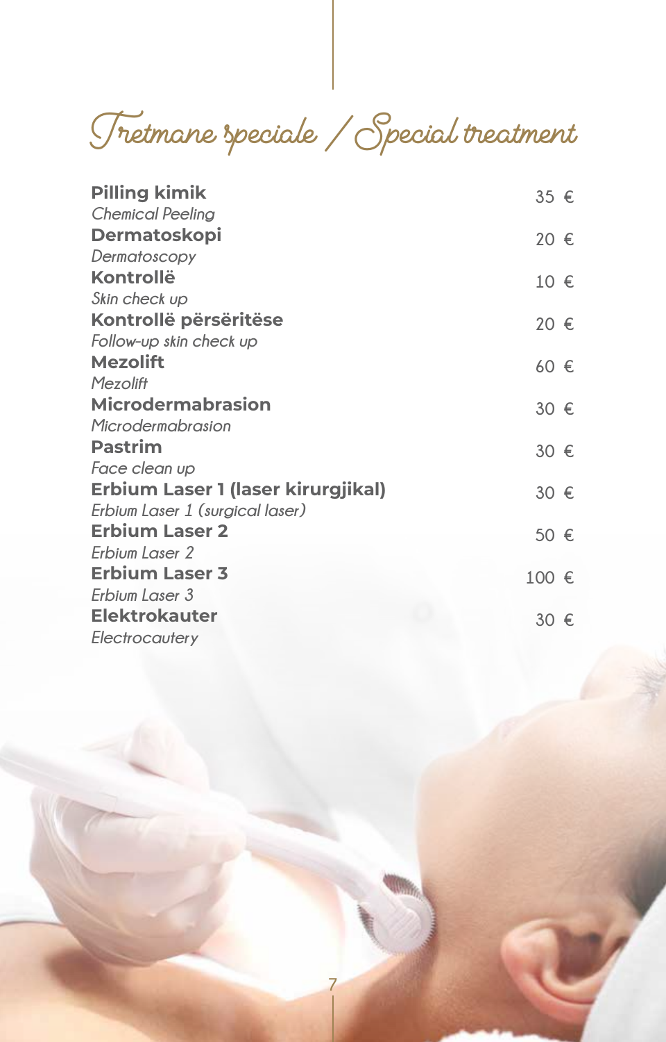# Tretmane speciale / Special treatment

**Pilling kimik** — 35 €
*Chemical Peeling*

**Dermatoskopi** — 20 €
*Dermatoscopy*

**Kontrollë** — 10 €
*Skin check up*

**Kontrollë përsëritëse** — 20 €
*Follow-up skin check up*

**Mezolift** — 60 €
*Mezolift*

**Microdermabrasion** — 30 €
*Microdermabrasion*

**Pastrim** — 30 €
*Face clean up*

**Erbium Laser 1 (laser kirurgjikal)** — 30 €
*Erbium Laser 1 (surgical laser)*

**Erbium Laser 2** — 50 €
*Erbium Laser 2*

**Erbium Laser 3** — 100 €
*Erbium Laser 3*

**Elektrokauter** — 30 €
*Electrocautery*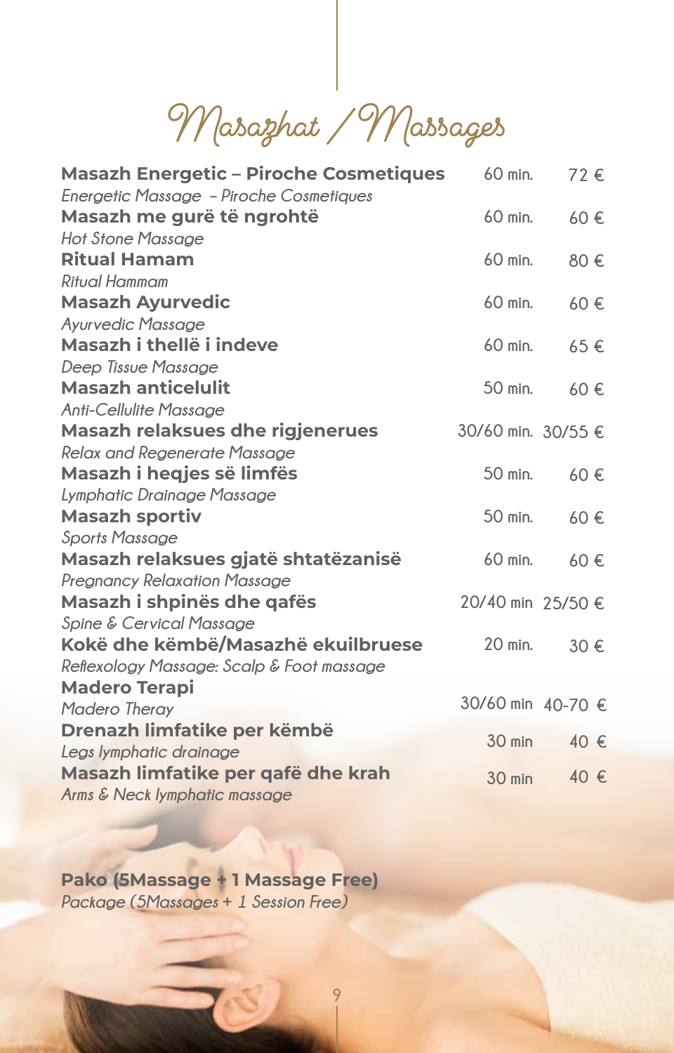# Masazhat / Massages

| Massage | Duration | Price |
|---|---|---|
| **Masazh Energetic – Piroche Cosmetiques**<br>*Energetic Massage – Piroche Cosmetiques* | 60 min. | 72 € |
| **Masazh me gurë të ngrohtë**<br>*Hot Stone Massage* | 60 min. | 60 € |
| **Ritual Hamam**<br>*Ritual Hammam* | 60 min. | 80 € |
| **Masazh Ayurvedic**<br>*Ayurvedic Massage* | 60 min. | 60 € |
| **Masazh i thellë i indeve**<br>*Deep Tissue Massage* | 60 min. | 65 € |
| **Masazh anticelulit**<br>*Anti-Cellulite Massage* | 50 min. | 60 € |
| **Masazh relaksues dhe rigjenerues**<br>*Relax and Regenerate Massage* | 30/60 min. | 30/55 € |
| **Masazh i heqjes së limfës**<br>*Lymphatic Drainage Massage* | 50 min. | 60 € |
| **Masazh sportiv**<br>*Sports Massage* | 50 min. | 60 € |
| **Masazh relaksues gjatë shtatëzanisë**<br>*Pregnancy Relaxation Massage* | 60 min. | 60 € |
| **Masazh i shpinës dhe qafës**<br>*Spine & Cervical Massage* | 20/40 min | 25/50 € |
| **Kokë dhe këmbë/Masazhë ekuilbruese**<br>*Reflexology Massage: Scalp & Foot massage* | 20 min. | 30 € |
| **Madero Terapi**<br>*Madero Theray* | 30/60 min | 40-70 € |
| **Drenazh limfatike per këmbë**<br>*Legs lymphatic drainage* | 30 min | 40 € |
| **Masazh limfatike per qafë dhe krah**<br>*Arms & Neck lymphatic massage* | 30 min | 40 € |

**Pako (5Massage + 1 Massage Free)**
*Package (5Massages + 1 Session Free)*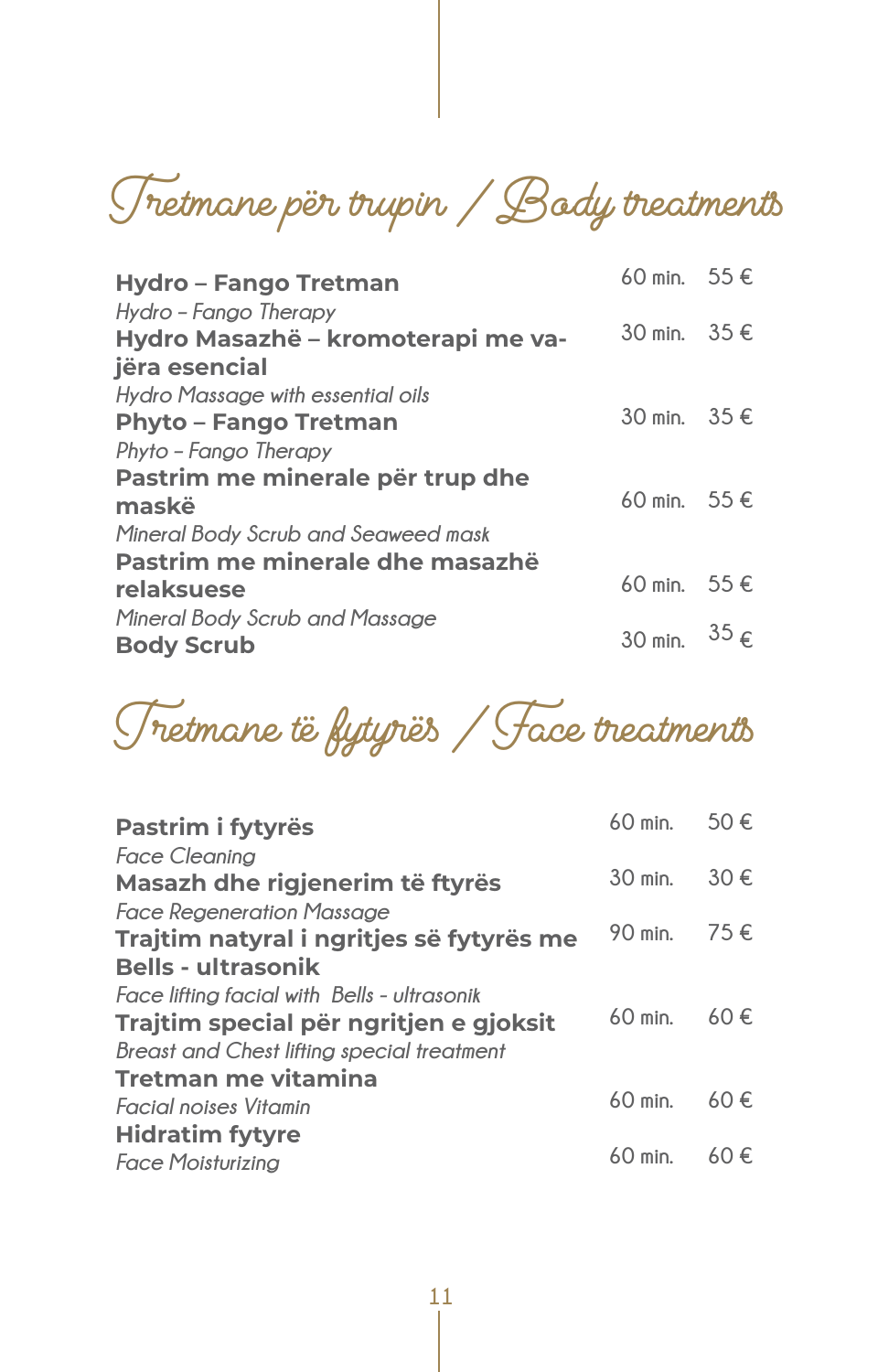## Tretmane për trupin / Body treatments

| Treatment | Duration | Price |
|---|---|---|
| **Hydro – Fango Tretman**<br>*Hydro – Fango Therapy* | 60 min. | 55 € |
| **Hydro Masazhë – kromoterapi me vajëra esencial**<br>*Hydro Massage with essential oils* | 30 min. | 35 € |
| **Phyto – Fango Tretman**<br>*Phyto – Fango Therapy* | 30 min. | 35 € |
| **Pastrim me minerale për trup dhe maskë**<br>*Mineral Body Scrub and Seaweed mask* | 60 min. | 55 € |
| **Pastrim me minerale dhe masazhë relaksuese**<br>*Mineral Body Scrub and Massage* | 60 min. | 55 € |
| **Body Scrub** | 30 min. | 35 € |

## Tretmane të fytyrës / Face treatments

| Treatment | Duration | Price |
|---|---|---|
| **Pastrim i fytyrës**<br>*Face Cleaning* | 60 min. | 50 € |
| **Masazh dhe rigjenerim të ftyrës**<br>*Face Regeneration Massage* | 30 min. | 30 € |
| **Trajtim natyral i ngritjes së fytyrës me Bells - ultrasonik**<br>*Face lifting facial with Bells - ultrasonik* | 90 min. | 75 € |
| **Trajtim special për ngritjen e gjoksit**<br>*Breast and Chest lifting special treatment* | 60 min. | 60 € |
| **Tretman me vitamina**<br>*Facial noises Vitamin* | 60 min. | 60 € |
| **Hidratim fytyre**<br>*Face Moisturizing* | 60 min. | 60 € |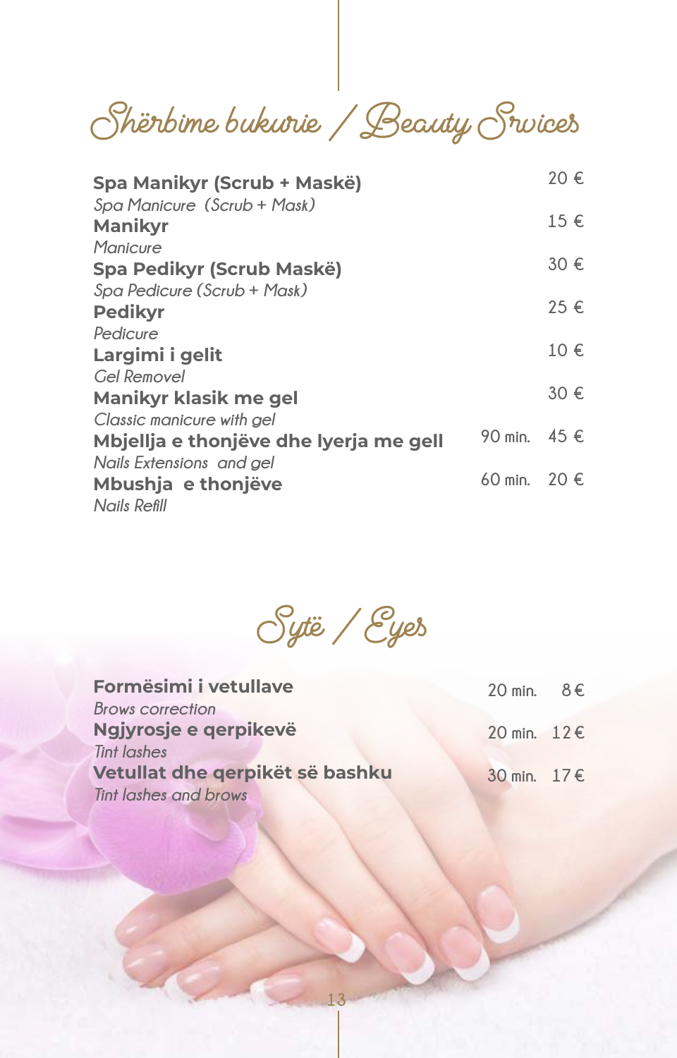## Shërbime bukurie / Beauty Srvices

| Service | Duration | Price |
|---|---|---|
| **Spa Manikyr (Scrub + Maskë)**<br>*Spa Manicure (Scrub + Mask)* | | 20 € |
| **Manikyr**<br>*Manicure* | | 15 € |
| **Spa Pedikyr (Scrub Maskë)**<br>*Spa Pedicure (Scrub + Mask)* | | 30 € |
| **Pedikyr**<br>*Pedicure* | | 25 € |
| **Largimi i gelit**<br>*Gel Removel* | | 10 € |
| **Manikyr klasik me gel**<br>*Classic manicure with gel* | | 30 € |
| **Mbjellja e thonjëve dhe lyerja me gell**<br>*Nails Extensions and gel* | 90 min. | 45 € |
| **Mbushja e thonjëve**<br>*Nails Refill* | 60 min. | 20 € |

## Sytë / Eyes

| Service | Duration | Price |
|---|---|---|
| **Formësimi i vetullave**<br>*Brows correction* | 20 min. | 8 € |
| **Ngjyrosje e qerpikevë**<br>*Tint lashes* | 20 min. | 12 € |
| **Vetullat dhe qerpikët së bashku**<br>*Tint lashes and brows* | 30 min. | 17 € |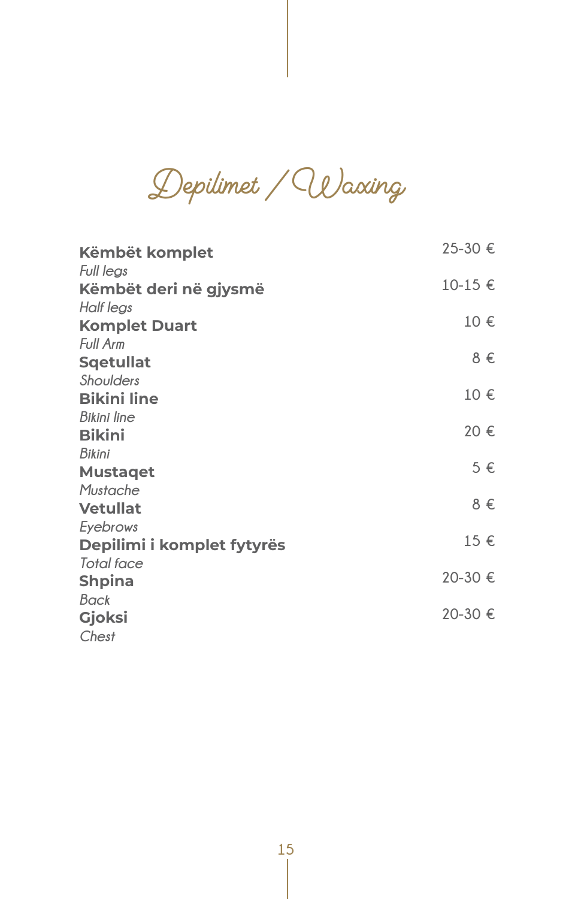# Depilimet / Waxing

| | |
|---|---|
| **Këmbët komplet**<br>*Full legs* | 25-30 € |
| **Këmbët deri në gjysmë**<br>*Half legs* | 10-15 € |
| **Komplet Duart**<br>*Full Arm* | 10 € |
| **Sqetullat**<br>*Shoulders* | 8 € |
| **Bikini line**<br>*Bikini line* | 10 € |
| **Bikini**<br>*Bikini* | 20 € |
| **Mustaqet**<br>*Mustache* | 5 € |
| **Vetullat**<br>*Eyebrows* | 8 € |
| **Depilimi i komplet fytyrës**<br>*Total face* | 15 € |
| **Shpina**<br>*Back* | 20-30 € |
| **Gjoksi**<br>*Chest* | 20-30 € |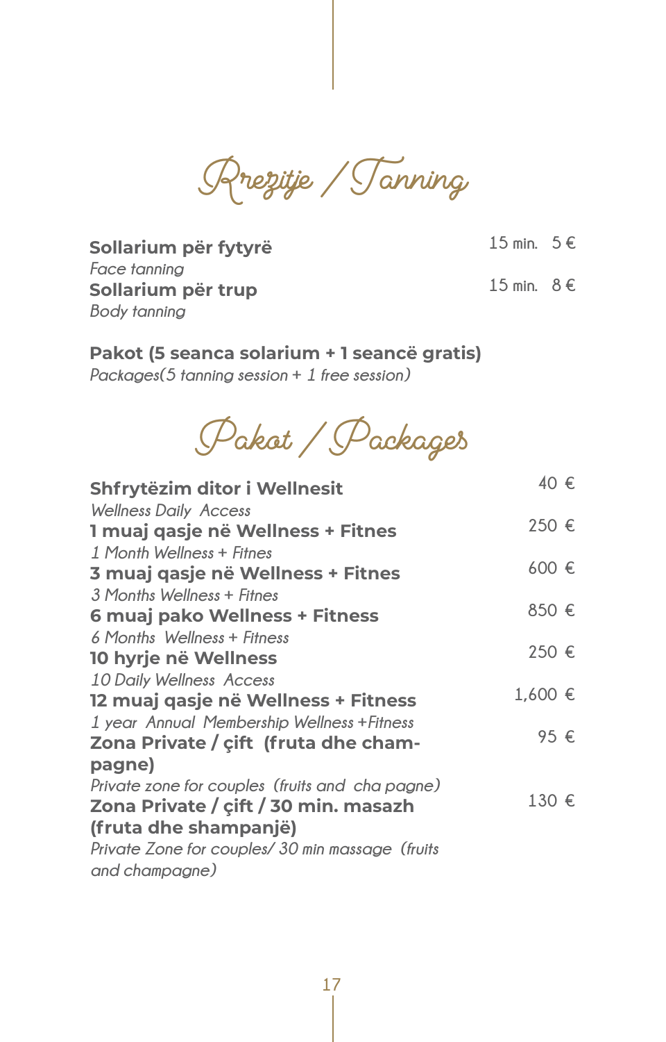# Rrezitje / Tanning

| | |
|---|---|
| **Sollarium për fytyrë**<br>*Face tanning* | 15 min. 5 € |
| **Sollarium për trup**<br>*Body tanning* | 15 min. 8 € |

**Pakot (5 seanca solarium + 1 seancë gratis)**
*Packages(5 tanning session + 1 free session)*

# Pakot / Packages

| | |
|---|---|
| **Shfrytëzim ditor i Wellnesit**<br>*Wellness Daily Access* | 40 € |
| **1 muaj qasje në Wellness + Fitnes**<br>*1 Month Wellness + Fitnes* | 250 € |
| **3 muaj qasje në Wellness + Fitnes**<br>*3 Months Wellness + Fitnes* | 600 € |
| **6 muaj pako Wellness + Fitness**<br>*6 Months Wellness + Fitness* | 850 € |
| **10 hyrje në Wellness**<br>*10 Daily Wellness Access* | 250 € |
| **12 muaj qasje në Wellness + Fitness**<br>*1 year Annual Membership Wellness +Fitness* | 1,600 € |
| **Zona Private / çift (fruta dhe cham-pagne)**<br>*Private zone for couples (fruits and cha pagne)* | 95 € |
| **Zona Private / çift / 30 min. masazh (fruta dhe shampanjë)**<br>*Private Zone for couples/ 30 min massage (fruits and champagne)* | 130 € |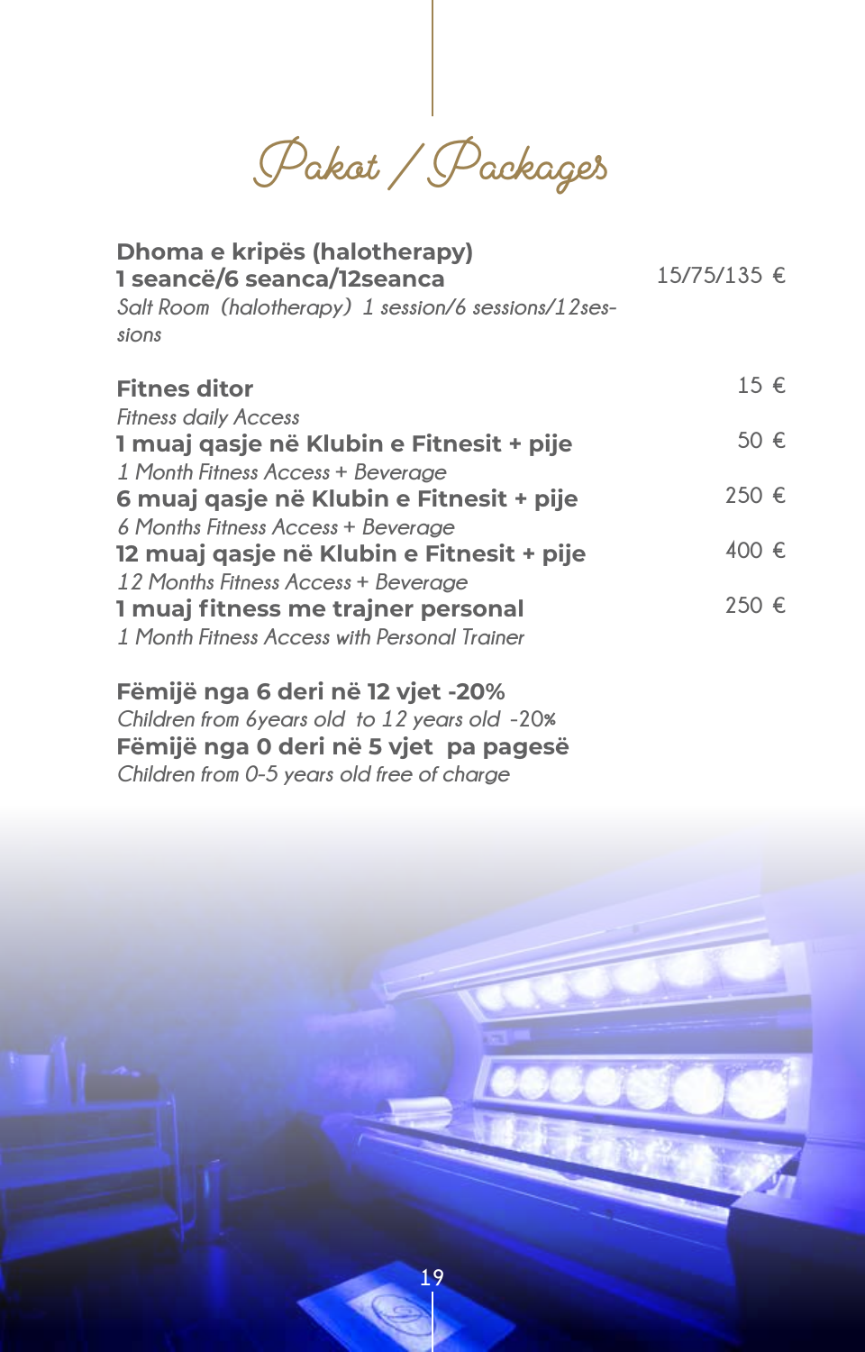# Pakot / Packages

**Dhoma e kripës (halotherapy)**
**1 seancë/6 seanca/12seanca** — 15/75/135 €
*Salt Room (halotherapy) 1 session/6 sessions/12sessions*

| | |
|---|---|
| **Fitnes ditor**<br>*Fitness daily Access* | 15 € |
| **1 muaj qasje në Klubin e Fitnesit + pije**<br>*1 Month Fitness Access + Beverage* | 50 € |
| **6 muaj qasje në Klubin e Fitnesit + pije**<br>*6 Months Fitness Access + Beverage* | 250 € |
| **12 muaj qasje në Klubin e Fitnesit + pije**<br>*12 Months Fitness Access + Beverage* | 400 € |
| **1 muaj fitness me trajner personal**<br>*1 Month Fitness Access with Personal Trainer* | 250 € |

**Fëmijë nga 6 deri në 12 vjet -20%**
*Children from 6years old to 12 years old -20%*
**Fëmijë nga 0 deri në 5 vjet pa pagesë**
*Children from 0-5 years old free of charge*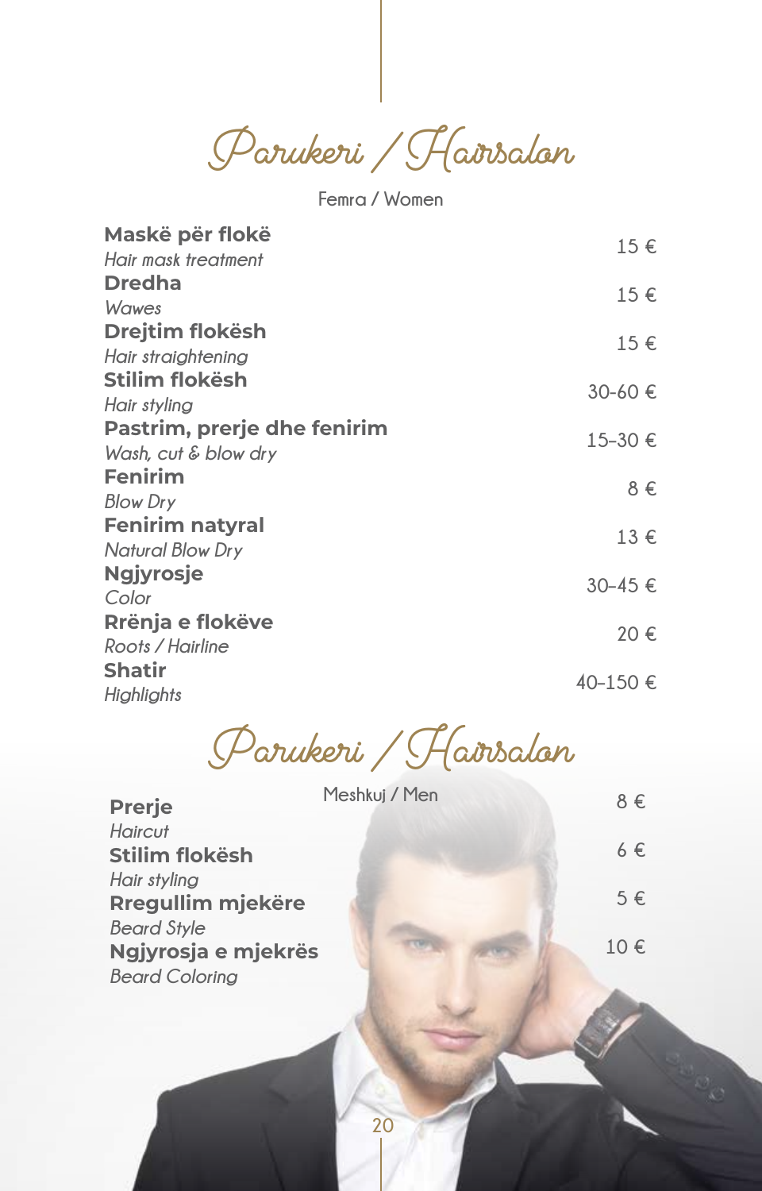# Parukeri / Hairsalon

Femra / Women

| Shërbimi / Service | Çmimi |
|---|---|
| **Maskë për flokë**<br>*Hair mask treatment* | 15 € |
| **Dredha**<br>*Wawes* | 15 € |
| **Drejtim flokësh**<br>*Hair straightening* | 15 € |
| **Stilim flokësh**<br>*Hair styling* | 30-60 € |
| **Pastrim, prerje dhe fenirim**<br>*Wash, cut & blow dry* | 15-30 € |
| **Fenirim**<br>*Blow Dry* | 8 € |
| **Fenirim natyral**<br>*Natural Blow Dry* | 13 € |
| **Ngjyrosje**<br>*Color* | 30-45 € |
| **Rrënja e flokëve**<br>*Roots / Hairline* | 20 € |
| **Shatir**<br>*Highlights* | 40-150 € |

# Parukeri / Hairsalon

Meshkuj / Men

| Shërbimi / Service | Çmimi |
|---|---|
| **Prerje**<br>*Haircut* | 8 € |
| **Stilim flokësh**<br>*Hair styling* | 6 € |
| **Rregullim mjekëre**<br>*Beard Style* | 5 € |
| **Ngjyrosja e mjekrës**<br>*Beard Coloring* | 10 € |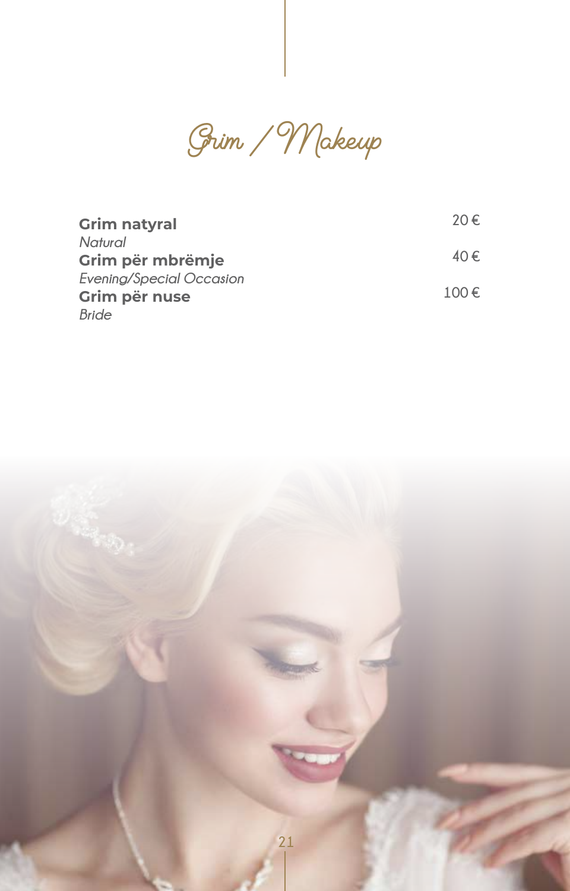# Grim / Makeup

| | |
|---|---|
| **Grim natyral**<br>*Natural* | 20 € |
| **Grim për mbrëmje**<br>*Evening/Special Occasion* | 40 € |
| **Grim për nuse**<br>*Bride* | 100 € |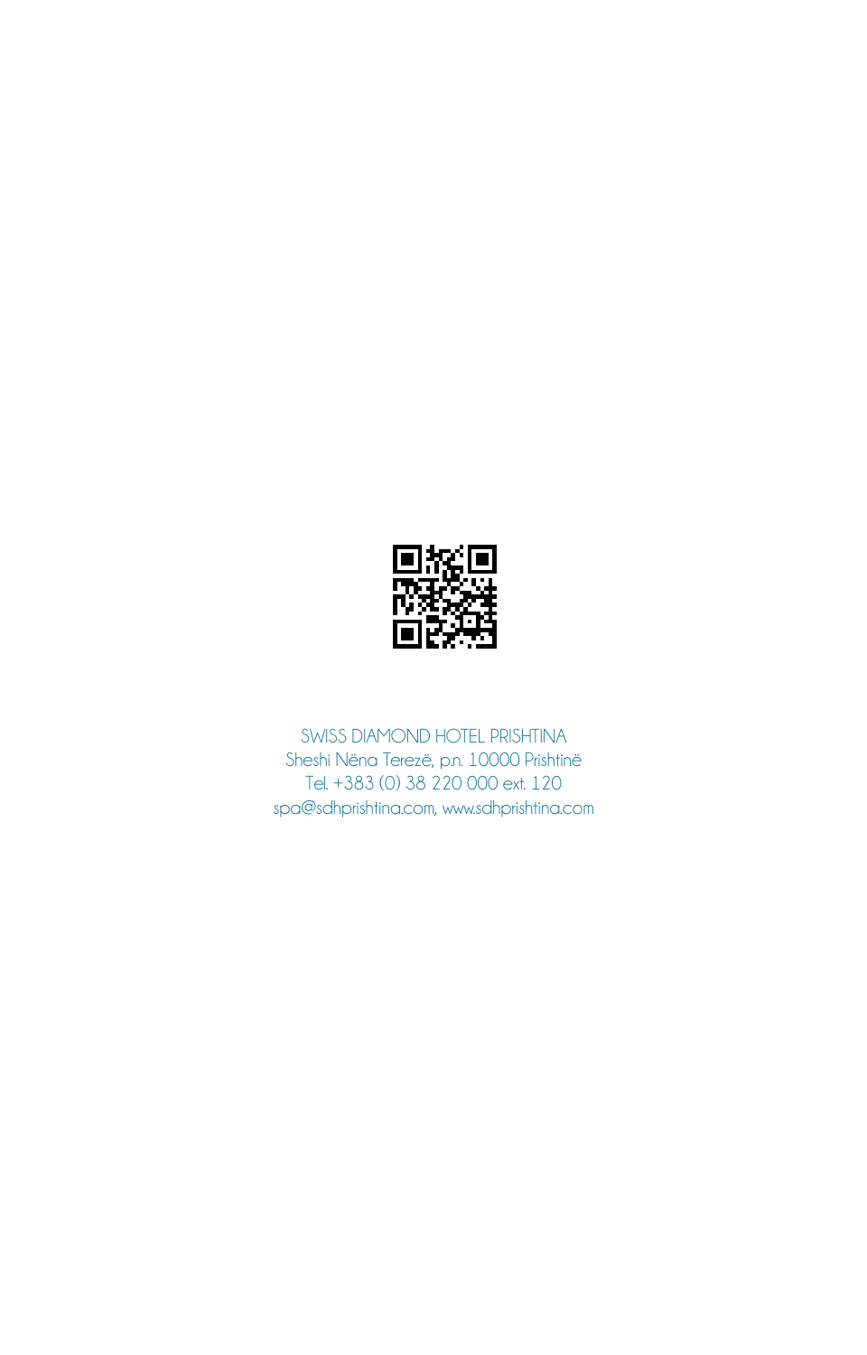SWISS DIAMOND HOTEL PRISHTINA
Sheshi Nëna Terezë, p.n. 10000 Prishtinë
Tel. +383 (0) 38 220 000 ext. 120
spa@sdhprishtina.com, www.sdhprishtina.com